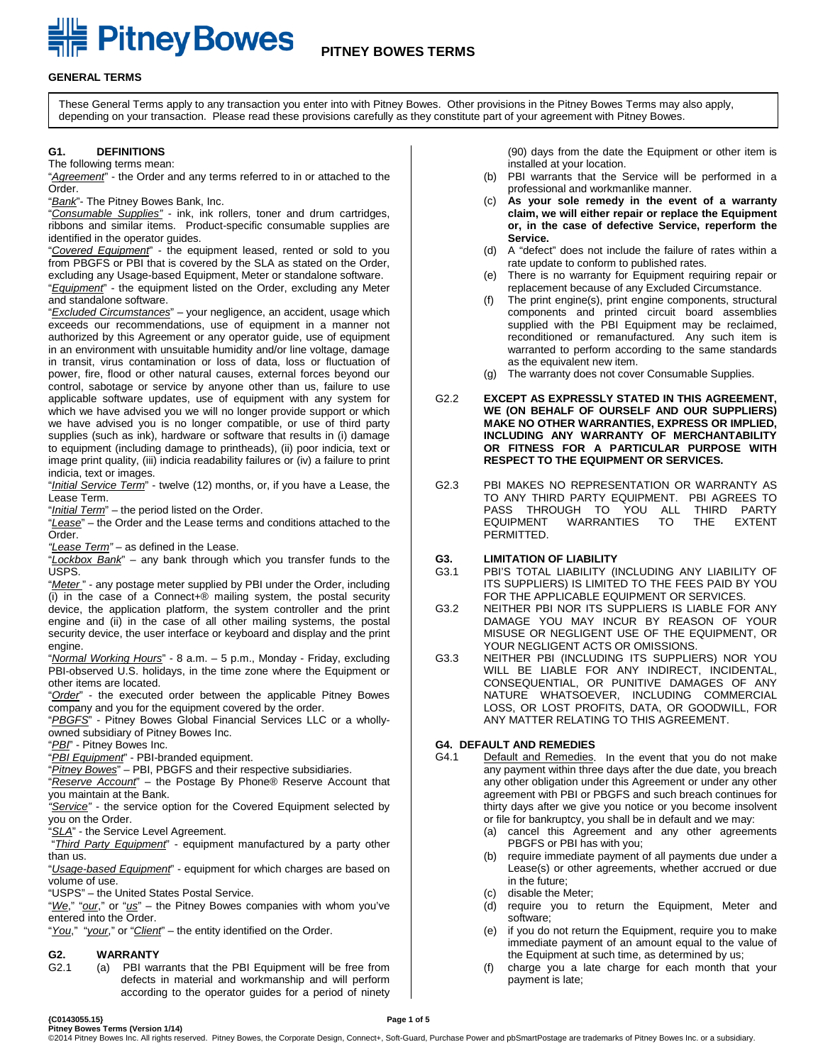# PITNEY BOWES TERMS

## GENERAL TERMS

These General Terms apply to any transaction you enter into with Pitney Bowes. Other provisions in the Pitney Bowes Terms may also apply, depending on your transaction. Please read these provisions carefully as they constitute part of your agreement with Pitney Bowes.

### G1. DEFINITIONS

The following terms mean:

"*Agreement*" - the Order and any terms referred to in or attached to the Order.

"*Bank*"- The Pitney Bowes Bank, Inc.

"*Consumable Supplies*" - ink, ink rollers, toner and drum cartridges, ribbons and similar items. Product-specific consumable supplies are identified in the operator guides.

"*Covered Equipment*" - the equipment leased, rented or sold to you from PBGFS or PBI that is covered by the SLA as stated on the Order, excluding any Usage-based Equipment, Meter or standalone software.

"*Equipment*" - the equipment listed on the Order, excluding any Meter and standalone software.

"*Excluded Circumstances*" – your negligence, an accident, usage which exceeds our recommendations, use of equipment in a manner not authorized by this Agreement or any operator guide, use of equipment in an environment with unsuitable humidity and/or line voltage, damage in transit, virus contamination or loss of data, loss or fluctuation of power, fire, flood or other natural causes, external forces beyond our control, sabotage or service by anyone other than us, failure to use applicable software updates, use of equipment with any system for which we have advised you we will no longer provide support or which we have advised you is no longer compatible, or use of third party supplies (such as ink), hardware or software that results in (i) damage to equipment (including damage to printheads), (ii) poor indicia, text or image print quality, (iii) indicia readability failures or (iv) a failure to print indicia, text or images.

"*Initial Service Term*" - twelve (12) months, or, if you have a Lease, the Lease Term.

"*Initial Term*" – the period listed on the Order.

"*Lease*" – the Order and the Lease terms and conditions attached to the Order.

"*Lease Term*" – as defined in the Lease.

"*Lockbox Bank*" – any bank through which you transfer funds to the USPS.

"*Meter* " - any postage meter supplied by PBI under the Order, including (i) in the case of a Connect+® mailing system, the postal security device, the application platform, the system controller and the print engine and (ii) in the case of all other mailing systems, the postal security device, the user interface or keyboard and display and the print engine.

"*Normal Working Hours*" - 8 a.m. – 5 p.m., Monday - Friday, excluding PBI-observed U.S. holidays, in the time zone where the Equipment or other items are located.

"*Order*" - the executed order between the applicable Pitney Bowes company and you for the equipment covered by the order.

"*PBGFS*" - Pitney Bowes Global Financial Services LLC or a wholly-owned subsidiary of Pitney Bowes Inc.

"*PBI*" - Pitney Bowes Inc.

"*PBI Equipment*" - PBI-branded equipment.

"*Pitney Bowes*" – PBI, PBGFS and their respective subsidiaries.

"*Reserve Account*" – the Postage By Phone® Reserve Account that you maintain at the Bank.

"*Service*" - the service option for the Covered Equipment selected by you on the Order.

"*SLA*" - the Service Level Agreement.

"*Third Party Equipment*" - equipment manufactured by a party other than us.

"*Usage-based Equipment*" - equipment for which charges are based on volume of use.

"USPS" – the United States Postal Service.

"*We*," "*our*," or "*us*" – the Pitney Bowes companies with whom you've entered into the Order.

"*You*," "*your*," or "*Client*" – the entity identified on the Order.

### G2. WARRANTY

G2.1

(a) PBI warrants that the PBI Equipment will be free from defects in material and workmanship and will perform according to the operator guides for a period of ninety (90) days from the date the Equipment or other item is installed at your location.

(b) PBI warrants that the Service will be performed in a professional and workmanlike manner.

(c) **As your sole remedy in the event of a warranty claim, we will either repair or replace the Equipment or, in the case of defective Service, reperform the Service.**

(d) A "defect" does not include the failure of rates within a rate update to conform to published rates.

(e) There is no warranty for Equipment requiring repair or replacement because of any Excluded Circumstance.

(f) The print engine(s), print engine components, structural components and printed circuit board assemblies supplied with the PBI Equipment may be reclaimed, reconditioned or remanufactured. Any such item is warranted to perform according to the same standards as the equivalent new item.

(g) The warranty does not cover Consumable Supplies.

G2.2 **EXCEPT AS EXPRESSLY STATED IN THIS AGREEMENT, WE (ON BEHALF OF OURSELF AND OUR SUPPLIERS) MAKE NO OTHER WARRANTIES, EXPRESS OR IMPLIED, INCLUDING ANY WARRANTY OF MERCHANTABILITY OR FITNESS FOR A PARTICULAR PURPOSE WITH RESPECT TO THE EQUIPMENT OR SERVICES.**

G2.3 PBI MAKES NO REPRESENTATION OR WARRANTY AS TO ANY THIRD PARTY EQUIPMENT. PBI AGREES TO PASS THROUGH TO YOU ALL THIRD PARTY EQUIPMENT WARRANTIES TO THE EXTENT PERMITTED.

### G3. LIMITATION OF LIABILITY

G3.1 PBI'S TOTAL LIABILITY (INCLUDING ANY LIABILITY OF ITS SUPPLIERS) IS LIMITED TO THE FEES PAID BY YOU FOR THE APPLICABLE EQUIPMENT OR SERVICES.

G3.2 NEITHER PBI NOR ITS SUPPLIERS IS LIABLE FOR ANY DAMAGE YOU MAY INCUR BY REASON OF YOUR MISUSE OR NEGLIGENT USE OF THE EQUIPMENT, OR YOUR NEGLIGENT ACTS OR OMISSIONS.

G3.3 NEITHER PBI (INCLUDING ITS SUPPLIERS) NOR YOU WILL BE LIABLE FOR ANY INDIRECT, INCIDENTAL, CONSEQUENTIAL, OR PUNITIVE DAMAGES OF ANY NATURE WHATSOEVER, INCLUDING COMMERCIAL LOSS, OR LOST PROFITS, DATA, OR GOODWILL, FOR ANY MATTER RELATING TO THIS AGREEMENT.

### G4. DEFAULT AND REMEDIES

G4.1 Default and Remedies. In the event that you do not make any payment within three days after the due date, you breach any other obligation under this Agreement or under any other agreement with PBI or PBGFS and such breach continues for thirty days after we give you notice or you become insolvent or file for bankruptcy, you shall be in default and we may:

(a) cancel this Agreement and any other agreements PBGFS or PBI has with you;

(b) require immediate payment of all payments due under a Lease(s) or other agreements, whether accrued or due in the future;

(c) disable the Meter;

(d) require you to return the Equipment, Meter and software;

(e) if you do not return the Equipment, require you to make immediate payment of an amount equal to the value of the Equipment at such time, as determined by us;

(f) charge you a late charge for each month that your payment is late;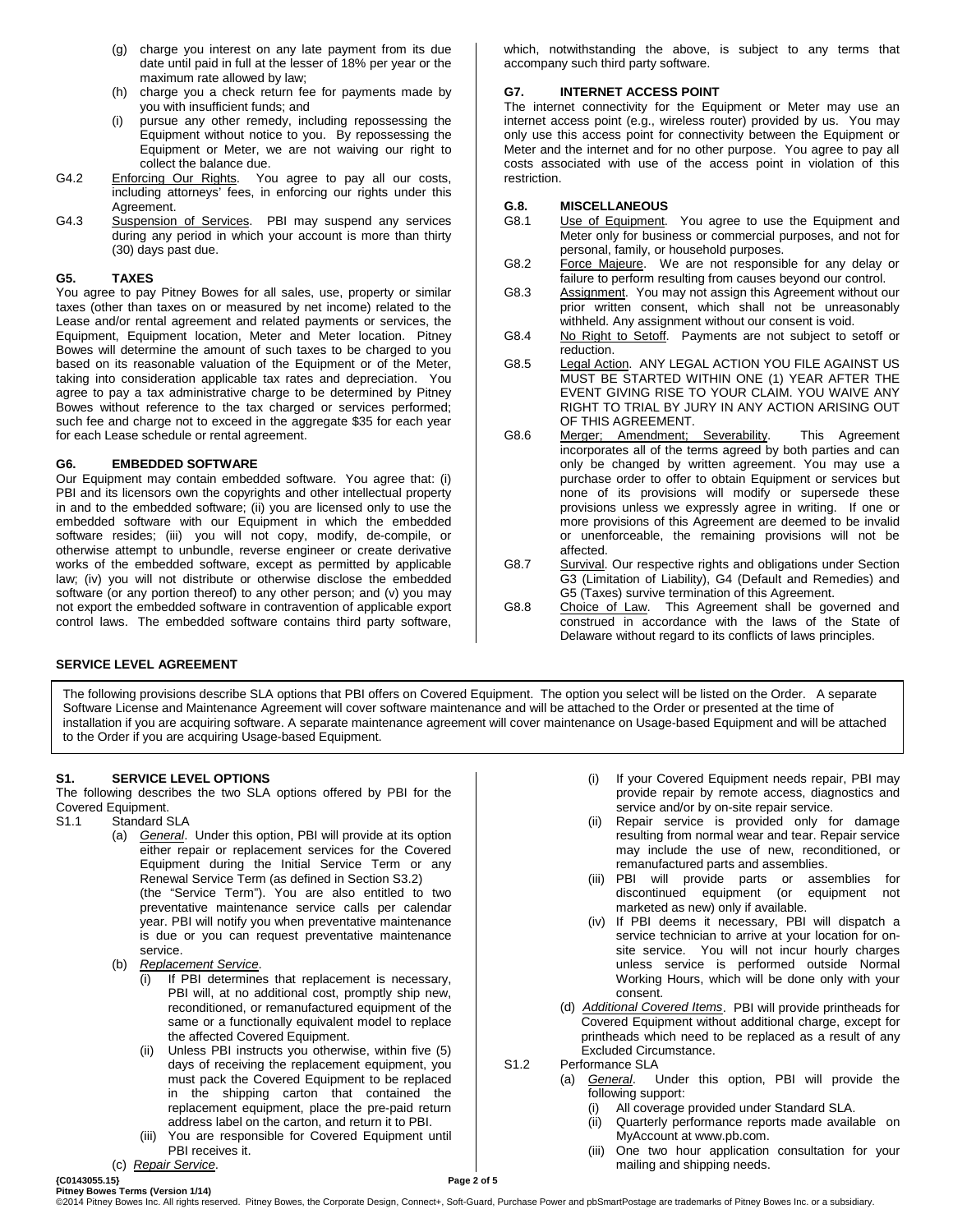(g) charge you interest on any late payment from its due date until paid in full at the lesser of 18% per year or the maximum rate allowed by law;

(h) charge you a check return fee for payments made by you with insufficient funds; and

(i) pursue any other remedy, including repossessing the Equipment without notice to you. By repossessing the Equipment or Meter, we are not waiving our right to collect the balance due.

G4.2 Enforcing Our Rights. You agree to pay all our costs, including attorneys' fees, in enforcing our rights under this Agreement.

G4.3 Suspension of Services. PBI may suspend any services during any period in which your account is more than thirty (30) days past due.

### G5. TAXES

You agree to pay Pitney Bowes for all sales, use, property or similar taxes (other than taxes on or measured by net income) related to the Lease and/or rental agreement and related payments or services, the Equipment, Equipment location, Meter and Meter location. Pitney Bowes will determine the amount of such taxes to be charged to you based on its reasonable valuation of the Equipment or of the Meter, taking into consideration applicable tax rates and depreciation. You agree to pay a tax administrative charge to be determined by Pitney Bowes without reference to the tax charged or services performed; such fee and charge not to exceed in the aggregate $35 for each year for each Lease schedule or rental agreement.

### G6. EMBEDDED SOFTWARE

Our Equipment may contain embedded software. You agree that: (i) PBI and its licensors own the copyrights and other intellectual property in and to the embedded software; (ii) you are licensed only to use the embedded software with our Equipment in which the embedded software resides; (iii) you will not copy, modify, de-compile, or otherwise attempt to unbundle, reverse engineer or create derivative works of the embedded software, except as permitted by applicable law; (iv) you will not distribute or otherwise disclose the embedded software (or any portion thereof) to any other person; and (v) you may not export the embedded software in contravention of applicable export control laws. The embedded software contains third party software, which, notwithstanding the above, is subject to any terms that accompany such third party software.

### G7. INTERNET ACCESS POINT

The internet connectivity for the Equipment or Meter may use an internet access point (e.g., wireless router) provided by us. You may only use this access point for connectivity between the Equipment or Meter and the internet and for no other purpose. You agree to pay all costs associated with use of the access point in violation of this restriction.

### G.8. MISCELLANEOUS

G8.1 Use of Equipment. You agree to use the Equipment and Meter only for business or commercial purposes, and not for personal, family, or household purposes.

G8.2 Force Majeure. We are not responsible for any delay or failure to perform resulting from causes beyond our control.

G8.3 Assignment. You may not assign this Agreement without our prior written consent, which shall not be unreasonably withheld. Any assignment without our consent is void.

G8.4 No Right to Setoff. Payments are not subject to setoff or reduction.

G8.5 Legal Action. ANY LEGAL ACTION YOU FILE AGAINST US MUST BE STARTED WITHIN ONE (1) YEAR AFTER THE EVENT GIVING RISE TO YOUR CLAIM. YOU WAIVE ANY RIGHT TO TRIAL BY JURY IN ANY ACTION ARISING OUT OF THIS AGREEMENT.

G8.6 Merger; Amendment; Severability. This Agreement incorporates all of the terms agreed by both parties and can only be changed by written agreement. You may use a purchase order to offer to obtain Equipment or services but none of its provisions will modify or supersede these provisions unless we expressly agree in writing. If one or more provisions of this Agreement are deemed to be invalid or unenforceable, the remaining provisions will not be affected.

G8.7 Survival. Our respective rights and obligations under Section G3 (Limitation of Liability), G4 (Default and Remedies) and G5 (Taxes) survive termination of this Agreement.

G8.8 Choice of Law. This Agreement shall be governed and construed in accordance with the laws of the State of Delaware without regard to its conflicts of laws principles.

## SERVICE LEVEL AGREEMENT

The following provisions describe SLA options that PBI offers on Covered Equipment. The option you select will be listed on the Order. A separate Software License and Maintenance Agreement will cover software maintenance and will be attached to the Order or presented at the time of installation if you are acquiring software. A separate maintenance agreement will cover maintenance on Usage-based Equipment and will be attached to the Order if you are acquiring Usage-based Equipment.

### S1. SERVICE LEVEL OPTIONS

The following describes the two SLA options offered by PBI for the Covered Equipment.

S1.1 Standard SLA

(a) *General*. Under this option, PBI will provide at its option either repair or replacement services for the Covered Equipment during the Initial Service Term or any Renewal Service Term (as defined in Section S3.2) (the "Service Term"). You are also entitled to two preventative maintenance service calls per calendar year. PBI will notify you when preventative maintenance is due or you can request preventative maintenance service.

(b) *Replacement Service*.

(i) If PBI determines that replacement is necessary, PBI will, at no additional cost, promptly ship new, reconditioned, or remanufactured equipment of the same or a functionally equivalent model to replace the affected Covered Equipment.

(ii) Unless PBI instructs you otherwise, within five (5) days of receiving the replacement equipment, you must pack the Covered Equipment to be replaced in the shipping carton that contained the replacement equipment, place the pre-paid return address label on the carton, and return it to PBI.

(iii) You are responsible for Covered Equipment until PBI receives it.

(c) *Repair Service*.

(i) If your Covered Equipment needs repair, PBI may provide repair by remote access, diagnostics and service and/or by on-site repair service.

(ii) Repair service is provided only for damage resulting from normal wear and tear. Repair service may include the use of new, reconditioned, or remanufactured parts and assemblies.

(iii) PBI will provide parts or assemblies for discontinued equipment (or equipment not marketed as new) only if available.

(iv) If PBI deems it necessary, PBI will dispatch a service technician to arrive at your location for on-site service. You will not incur hourly charges unless service is performed outside Normal Working Hours, which will be done only with your consent.

(d) *Additional Covered Items*. PBI will provide printheads for Covered Equipment without additional charge, except for printheads which need to be replaced as a result of any Excluded Circumstance.

S1.2 Performance SLA

(a) *General*. Under this option, PBI will provide the following support:

(i) All coverage provided under Standard SLA.

(ii) Quarterly performance reports made available on MyAccount at www.pb.com.

(iii) One two hour application consultation for your mailing and shipping needs.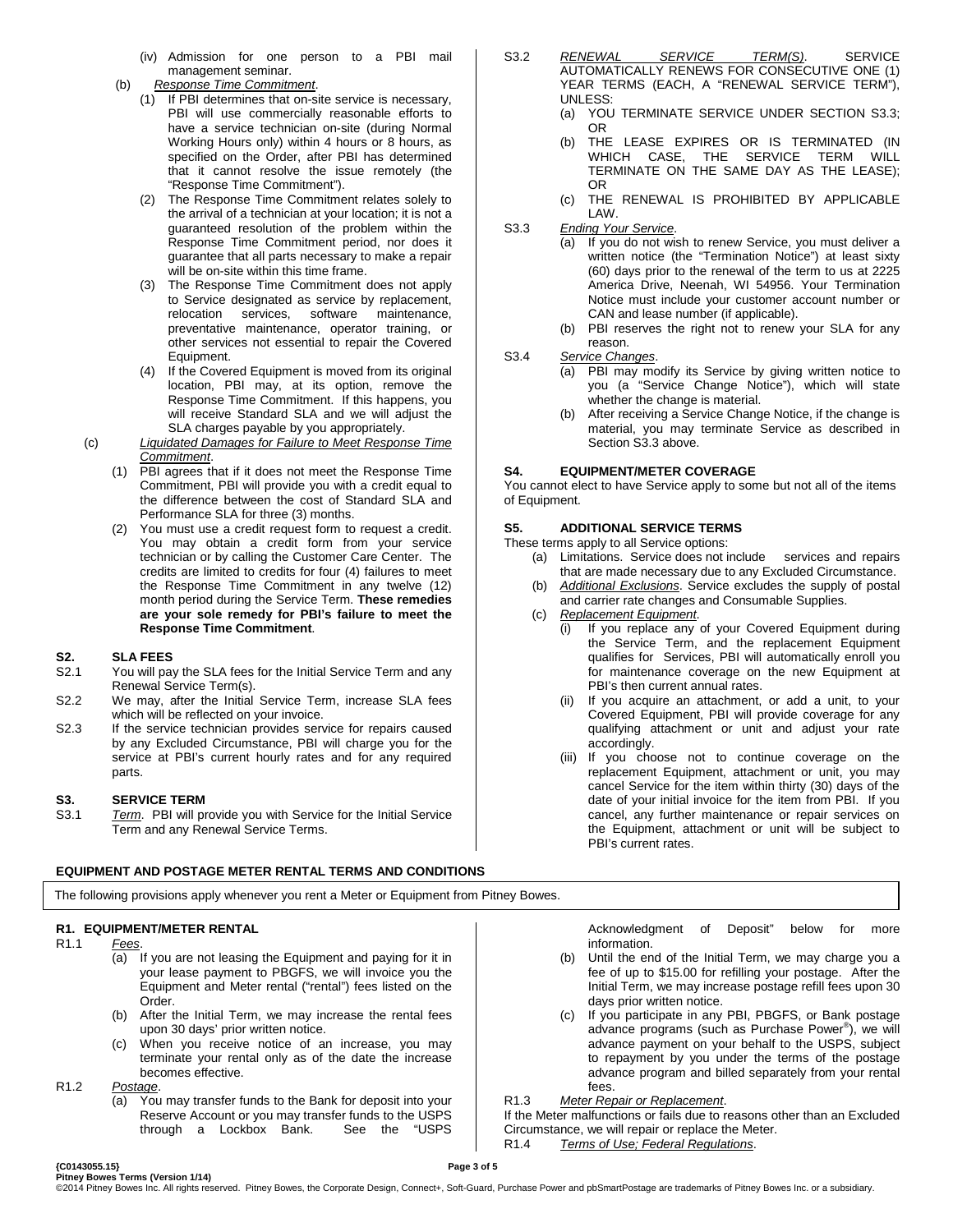(iv) Admission for one person to a PBI mail management seminar.

(b) *Response Time Commitment*.

(1) If PBI determines that on-site service is necessary, PBI will use commercially reasonable efforts to have a service technician on-site (during Normal Working Hours only) within 4 hours or 8 hours, as specified on the Order, after PBI has determined that it cannot resolve the issue remotely (the "Response Time Commitment").

(2) The Response Time Commitment relates solely to the arrival of a technician at your location; it is not a guaranteed resolution of the problem within the Response Time Commitment period, nor does it guarantee that all parts necessary to make a repair will be on-site within this time frame.

(3) The Response Time Commitment does not apply to Service designated as service by replacement, relocation services, software maintenance, preventative maintenance, operator training, or other services not essential to repair the Covered Equipment.

(4) If the Covered Equipment is moved from its original location, PBI may, at its option, remove the Response Time Commitment. If this happens, you will receive Standard SLA and we will adjust the SLA charges payable by you appropriately.

(c) *Liquidated Damages for Failure to Meet Response Time Commitment*.

(1) PBI agrees that if it does not meet the Response Time Commitment, PBI will provide you with a credit equal to the difference between the cost of Standard SLA and Performance SLA for three (3) months.

(2) You must use a credit request form to request a credit. You may obtain a credit form from your service technician or by calling the Customer Care Center. The credits are limited to credits for four (4) failures to meet the Response Time Commitment in any twelve (12) month period during the Service Term. **These remedies are your sole remedy for PBI's failure to meet the Response Time Commitment**.

### S2. SLA FEES

S2.1 You will pay the SLA fees for the Initial Service Term and any Renewal Service Term(s).

S2.2 We may, after the Initial Service Term, increase SLA fees which will be reflected on your invoice.

S2.3 If the service technician provides service for repairs caused by any Excluded Circumstance, PBI will charge you for the service at PBI's current hourly rates and for any required parts.

### S3. SERVICE TERM

S3.1 *Term*. PBI will provide you with Service for the Initial Service Term and any Renewal Service Terms.

S3.2 *RENEWAL SERVICE TERM(S)*. SERVICE AUTOMATICALLY RENEWS FOR CONSECUTIVE ONE (1) YEAR TERMS (EACH, A "RENEWAL SERVICE TERM"), UNLESS:

(a) YOU TERMINATE SERVICE UNDER SECTION S3.3; OR

(b) THE LEASE EXPIRES OR IS TERMINATED (IN WHICH CASE, THE SERVICE TERM WILL TERMINATE ON THE SAME DAY AS THE LEASE); OR

(c) THE RENEWAL IS PROHIBITED BY APPLICABLE LAW.

S3.3 *Ending Your Service*.

(a) If you do not wish to renew Service, you must deliver a written notice (the "Termination Notice") at least sixty (60) days prior to the renewal of the term to us at 2225 America Drive, Neenah, WI 54956. Your Termination Notice must include your customer account number or CAN and lease number (if applicable).

(b) PBI reserves the right not to renew your SLA for any reason.

S3.4 *Service Changes*.

(a) PBI may modify its Service by giving written notice to you (a "Service Change Notice"), which will state whether the change is material.

(b) After receiving a Service Change Notice, if the change is material, you may terminate Service as described in Section S3.3 above.

### S4. EQUIPMENT/METER COVERAGE

You cannot elect to have Service apply to some but not all of the items of Equipment.

### S5. ADDITIONAL SERVICE TERMS

These terms apply to all Service options:

(a) Limitations. Service does not include services and repairs that are made necessary due to any Excluded Circumstance.

(b) *Additional Exclusions*. Service excludes the supply of postal and carrier rate changes and Consumable Supplies.

(c) *Replacement Equipment*.

(i) If you replace any of your Covered Equipment during the Service Term, and the replacement Equipment qualifies for Services, PBI will automatically enroll you for maintenance coverage on the new Equipment at PBI's then current annual rates.

(ii) If you acquire an attachment, or add a unit, to your Covered Equipment, PBI will provide coverage for any qualifying attachment or unit and adjust your rate accordingly.

(iii) If you choose not to continue coverage on the replacement Equipment, attachment or unit, you may cancel Service for the item within thirty (30) days of the date of your initial invoice for the item from PBI. If you cancel, any further maintenance or repair services on the Equipment, attachment or unit will be subject to PBI's current rates.

## EQUIPMENT AND POSTAGE METER RENTAL TERMS AND CONDITIONS

The following provisions apply whenever you rent a Meter or Equipment from Pitney Bowes.

### R1. EQUIPMENT/METER RENTAL

R1.1 *Fees*.

(a) If you are not leasing the Equipment and paying for it in your lease payment to PBGFS, we will invoice you the Equipment and Meter rental ("rental") fees listed on the Order.

(b) After the Initial Term, we may increase the rental fees upon 30 days' prior written notice.

(c) When you receive notice of an increase, you may terminate your rental only as of the date the increase becomes effective.

R1.2 *Postage*.

(a) You may transfer funds to the Bank for deposit into your Reserve Account or you may transfer funds to the USPS through a Lockbox Bank. See the "USPS Acknowledgment of Deposit" below for more information.

(b) Until the end of the Initial Term, we may charge you a fee of up to $15.00 for refilling your postage. After the Initial Term, we may increase postage refill fees upon 30 days prior written notice.

(c) If you participate in any PBI, PBGFS, or Bank postage advance programs (such as Purchase Power®), we will advance payment on your behalf to the USPS, subject to repayment by you under the terms of the postage advance program and billed separately from your rental fees.

R1.3 *Meter Repair or Replacement*.

If the Meter malfunctions or fails due to reasons other than an Excluded Circumstance, we will repair or replace the Meter.

R1.4 *Terms of Use; Federal Regulations*.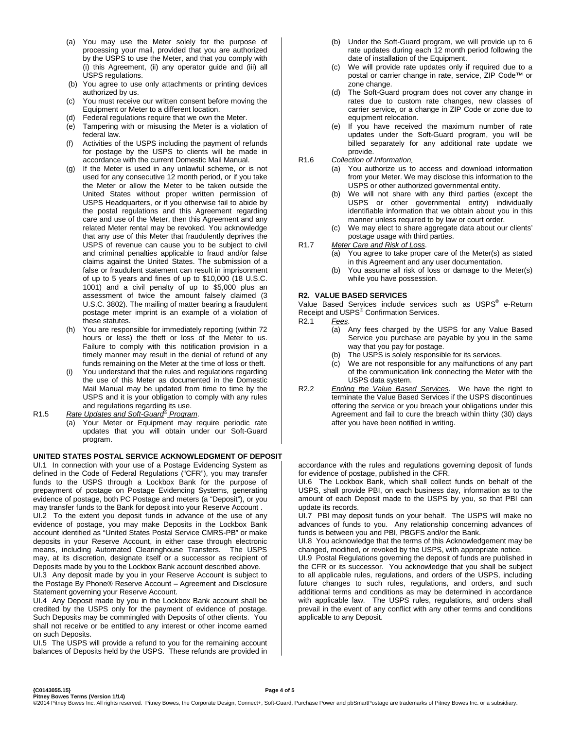(a) You may use the Meter solely for the purpose of processing your mail, provided that you are authorized by the USPS to use the Meter, and that you comply with (i) this Agreement, (ii) any operator guide and (iii) all USPS regulations.

(b) You agree to use only attachments or printing devices authorized by us.

(c) You must receive our written consent before moving the Equipment or Meter to a different location.

(d) Federal regulations require that we own the Meter.

(e) Tampering with or misusing the Meter is a violation of federal law.

(f) Activities of the USPS including the payment of refunds for postage by the USPS to clients will be made in accordance with the current Domestic Mail Manual.

(g) If the Meter is used in any unlawful scheme, or is not used for any consecutive 12 month period, or if you take the Meter or allow the Meter to be taken outside the United States without proper written permission of USPS Headquarters, or if you otherwise fail to abide by the postal regulations and this Agreement regarding care and use of the Meter, then this Agreement and any related Meter rental may be revoked. You acknowledge that any use of this Meter that fraudulently deprives the USPS of revenue can cause you to be subject to civil and criminal penalties applicable to fraud and/or false claims against the United States. The submission of a false or fraudulent statement can result in imprisonment of up to 5 years and fines of up to $10,000 (18 U.S.C. 1001) and a civil penalty of up to $5,000 plus an assessment of twice the amount falsely claimed (3 U.S.C. 3802). The mailing of matter bearing a fraudulent postage meter imprint is an example of a violation of these statutes.

(h) You are responsible for immediately reporting (within 72 hours or less) the theft or loss of the Meter to us. Failure to comply with this notification provision in a timely manner may result in the denial of refund of any funds remaining on the Meter at the time of loss or theft.

(i) You understand that the rules and regulations regarding the use of this Meter as documented in the Domestic Mail Manual may be updated from time to time by the USPS and it is your obligation to comply with any rules and regulations regarding its use.

R1.5 *Rate Updates and Soft-Guard® Program*.

(a) Your Meter or Equipment may require periodic rate updates that you will obtain under our Soft-Guard program.

(b) Under the Soft-Guard program, we will provide up to 6 rate updates during each 12 month period following the date of installation of the Equipment.

(c) We will provide rate updates only if required due to a postal or carrier change in rate, service, ZIP Code™ or zone change.

(d) The Soft-Guard program does not cover any change in rates due to custom rate changes, new classes of carrier service, or a change in ZIP Code or zone due to equipment relocation.

(e) If you have received the maximum number of rate updates under the Soft-Guard program, you will be billed separately for any additional rate update we provide.

R1.6 *Collection of Information*.

(a) You authorize us to access and download information from your Meter. We may disclose this information to the USPS or other authorized governmental entity.

(b) We will not share with any third parties (except the USPS or other governmental entity) individually identifiable information that we obtain about you in this manner unless required to by law or court order.

(c) We may elect to share aggregate data about our clients' postage usage with third parties.

R1.7 *Meter Care and Risk of Loss*.

(a) You agree to take proper care of the Meter(s) as stated in this Agreement and any user documentation.

(b) You assume all risk of loss or damage to the Meter(s) while you have possession.

### R2. VALUE BASED SERVICES

Value Based Services include services such as USPS® e-Return Receipt and USPS® Confirmation Services.

R2.1 *Fees*.

(a) Any fees charged by the USPS for any Value Based Service you purchase are payable by you in the same way that you pay for postage.

(b) The USPS is solely responsible for its services.

(c) We are not responsible for any malfunctions of any part of the communication link connecting the Meter with the USPS data system.

R2.2 *Ending the Value Based Services*. We have the right to terminate the Value Based Services if the USPS discontinues offering the service or you breach your obligations under this Agreement and fail to cure the breach within thirty (30) days after you have been notified in writing.

### UNITED STATES POSTAL SERVICE ACKNOWLEDGMENT OF DEPOSIT

UI.1 In connection with your use of a Postage Evidencing System as defined in the Code of Federal Regulations ("CFR"), you may transfer funds to the USPS through a Lockbox Bank for the purpose of prepayment of postage on Postage Evidencing Systems, generating evidence of postage, both PC Postage and meters (a "Deposit"), or you may transfer funds to the Bank for deposit into your Reserve Account .

UI.2 To the extent you deposit funds in advance of the use of any evidence of postage, you may make Deposits in the Lockbox Bank account identified as "United States Postal Service CMRS-PB" or make deposits in your Reserve Account, in either case through electronic means, including Automated Clearinghouse Transfers. The USPS may, at its discretion, designate itself or a successor as recipient of Deposits made by you to the Lockbox Bank account described above.

UI.3 Any deposit made by you in your Reserve Account is subject to the Postage By Phone® Reserve Account – Agreement and Disclosure Statement governing your Reserve Account.

UI.4 Any Deposit made by you in the Lockbox Bank account shall be credited by the USPS only for the payment of evidence of postage. Such Deposits may be commingled with Deposits of other clients. You shall not receive or be entitled to any interest or other income earned on such Deposits.

UI.5 The USPS will provide a refund to you for the remaining account balances of Deposits held by the USPS. These refunds are provided in accordance with the rules and regulations governing deposit of funds for evidence of postage, published in the CFR.

UI.6 The Lockbox Bank, which shall collect funds on behalf of the USPS, shall provide PBI, on each business day, information as to the amount of each Deposit made to the USPS by you, so that PBI can update its records.

UI.7 PBI may deposit funds on your behalf. The USPS will make no advances of funds to you. Any relationship concerning advances of funds is between you and PBI, PBGFS and/or the Bank.

UI.8 You acknowledge that the terms of this Acknowledgement may be changed, modified, or revoked by the USPS, with appropriate notice.

UI.9 Postal Regulations governing the deposit of funds are published in the CFR or its successor. You acknowledge that you shall be subject to all applicable rules, regulations, and orders of the USPS, including future changes to such rules, regulations, and orders, and such additional terms and conditions as may be determined in accordance with applicable law. The USPS rules, regulations, and orders shall prevail in the event of any conflict with any other terms and conditions applicable to any Deposit.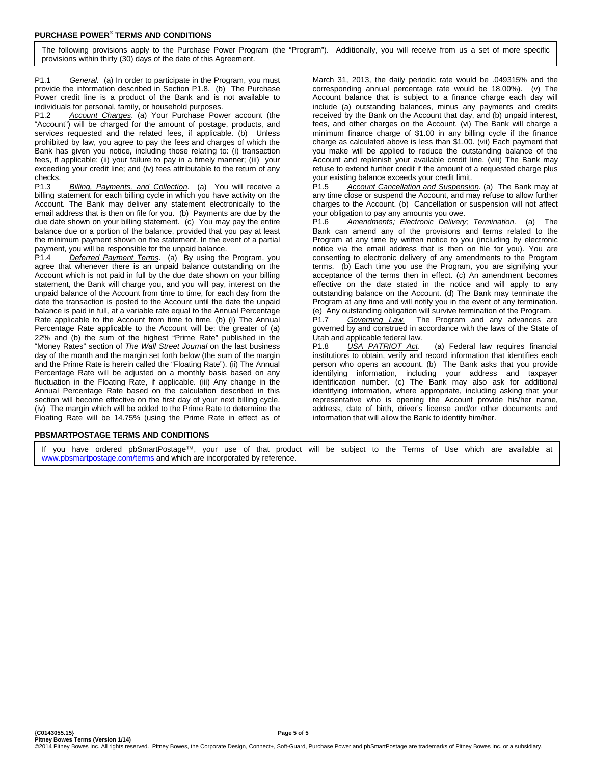## PURCHASE POWER® TERMS AND CONDITIONS

The following provisions apply to the Purchase Power Program (the "Program"). Additionally, you will receive from us a set of more specific provisions within thirty (30) days of the date of this Agreement.

P1.1 *General.* (a) In order to participate in the Program, you must provide the information described in Section P1.8. (b) The Purchase Power credit line is a product of the Bank and is not available to individuals for personal, family, or household purposes.

P1.2 *Account Charges*. (a) Your Purchase Power account (the "Account") will be charged for the amount of postage, products, and services requested and the related fees, if applicable. (b) Unless prohibited by law, you agree to pay the fees and charges of which the Bank has given you notice, including those relating to: (i) transaction fees, if applicable; (ii) your failure to pay in a timely manner; (iii) your exceeding your credit line; and (iv) fees attributable to the return of any checks.

P1.3 *Billing, Payments, and Collection*. (a) You will receive a billing statement for each billing cycle in which you have activity on the Account. The Bank may deliver any statement electronically to the email address that is then on file for you. (b) Payments are due by the due date shown on your billing statement. (c) You may pay the entire balance due or a portion of the balance, provided that you pay at least the minimum payment shown on the statement. In the event of a partial payment, you will be responsible for the unpaid balance.

P1.4 *Deferred Payment Terms*. (a) By using the Program, you agree that whenever there is an unpaid balance outstanding on the Account which is not paid in full by the due date shown on your billing statement, the Bank will charge you, and you will pay, interest on the unpaid balance of the Account from time to time, for each day from the date the transaction is posted to the Account until the date the unpaid balance is paid in full, at a variable rate equal to the Annual Percentage Rate applicable to the Account from time to time. (b) (i) The Annual Percentage Rate applicable to the Account will be: the greater of (a) 22% and (b) the sum of the highest "Prime Rate" published in the "Money Rates" section of *The Wall Street Journal* on the last business day of the month and the margin set forth below (the sum of the margin and the Prime Rate is herein called the "Floating Rate"). (ii) The Annual Percentage Rate will be adjusted on a monthly basis based on any fluctuation in the Floating Rate, if applicable. (iii) Any change in the Annual Percentage Rate based on the calculation described in this section will become effective on the first day of your next billing cycle. (iv) The margin which will be added to the Prime Rate to determine the Floating Rate will be 14.75% (using the Prime Rate in effect as of March 31, 2013, the daily periodic rate would be .049315% and the corresponding annual percentage rate would be 18.00%). (v) The Account balance that is subject to a finance charge each day will include (a) outstanding balances, minus any payments and credits received by the Bank on the Account that day, and (b) unpaid interest, fees, and other charges on the Account. (vi) The Bank will charge a minimum finance charge of $1.00 in any billing cycle if the finance charge as calculated above is less than $1.00. (vii) Each payment that you make will be applied to reduce the outstanding balance of the Account and replenish your available credit line. (viii) The Bank may refuse to extend further credit if the amount of a requested charge plus your existing balance exceeds your credit limit.

P1.5 *Account Cancellation and Suspension*. (a) The Bank may at any time close or suspend the Account, and may refuse to allow further charges to the Account. (b) Cancellation or suspension will not affect your obligation to pay any amounts you owe.

P1.6 *Amendments; Electronic Delivery; Termination*. (a) The Bank can amend any of the provisions and terms related to the Program at any time by written notice to you (including by electronic notice via the email address that is then on file for you). You are consenting to electronic delivery of any amendments to the Program terms. (b) Each time you use the Program, you are signifying your acceptance of the terms then in effect. (c) An amendment becomes effective on the date stated in the notice and will apply to any outstanding balance on the Account. (d) The Bank may terminate the Program at any time and will notify you in the event of any termination. (e) Any outstanding obligation will survive termination of the Program.

P1.7 *Governing Law.* The Program and any advances are governed by and construed in accordance with the laws of the State of Utah and applicable federal law.

P1.8 *USA PATRIOT Act*. (a) Federal law requires financial institutions to obtain, verify and record information that identifies each person who opens an account. (b) The Bank asks that you provide identifying information, including your address and taxpayer identification number. (c) The Bank may also ask for additional identifying information, where appropriate, including asking that your representative who is opening the Account provide his/her name, address, date of birth, driver's license and/or other documents and information that will allow the Bank to identify him/her.

## PBSMARTPOSTAGE TERMS AND CONDITIONS

If you have ordered pbSmartPostage™, your use of that product will be subject to the Terms of Use which are available at www.pbsmartpostage.com/terms and which are incorporated by reference.

**{C0143055.15}**
**Pitney Bowes Terms (Version 1/14)**
©2014 Pitney Bowes Inc. All rights reserved. Pitney Bowes, the Corporate Design, Connect+, Soft-Guard, Purchase Power and pbSmartPostage are trademarks of Pitney Bowes Inc. or a subsidiary.